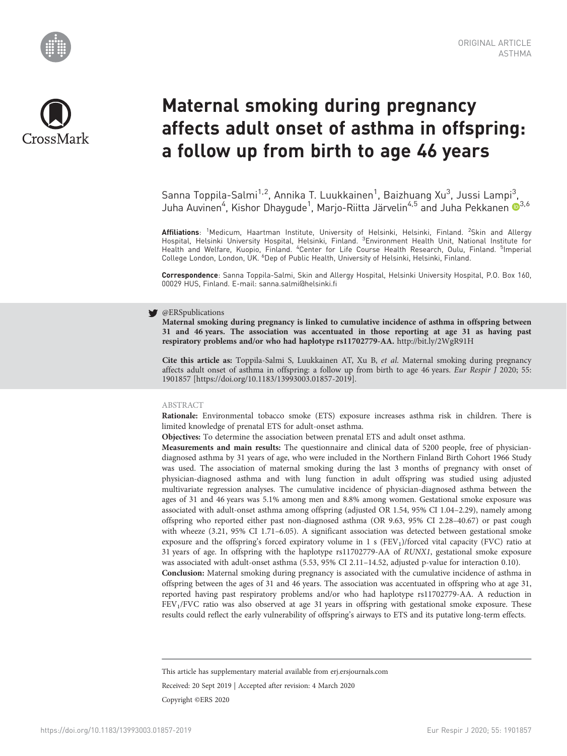ORIGINAL ARTICLE
ASTHMA

# Maternal smoking during pregnancy affects adult onset of asthma in offspring: a follow up from birth to age 46 years

Sanna Toppila-Salmi[1,2], Annika T. Luukkainen[1], Baizhuang Xu[3], Jussi Lampi[3], Juha Auvinen[4], Kishor Dhaygude[1], Marjo-Riitta Järvelin[4,5] and Juha Pekkanen[3,6]

**Affiliations**: [1]Medicum, Haartman Institute, University of Helsinki, Helsinki, Finland. [2]Skin and Allergy Hospital, Helsinki University Hospital, Helsinki, Finland. [3]Environment Health Unit, National Institute for Health and Welfare, Kuopio, Finland. [4]Center for Life Course Health Research, Oulu, Finland. [5]Imperial College London, London, UK. [6]Dep of Public Health, University of Helsinki, Helsinki, Finland.

**Correspondence**: Sanna Toppila-Salmi, Skin and Allergy Hospital, Helsinki University Hospital, P.O. Box 160, 00029 HUS, Finland. E-mail: sanna.salmi@helsinki.fi

@ERSpublications
**Maternal smoking during pregnancy is linked to cumulative incidence of asthma in offspring between 31 and 46 years. The association was accentuated in those reporting at age 31 as having past respiratory problems and/or who had haplotype rs11702779-AA.** http://bit.ly/2WgR91H

**Cite this article as:** Toppila-Salmi S, Luukkainen AT, Xu B, *et al.* Maternal smoking during pregnancy affects adult onset of asthma in offspring: a follow up from birth to age 46 years. *Eur Respir J* 2020; 55: 1901857 [https://doi.org/10.1183/13993003.01857-2019].

ABSTRACT

**Rationale:** Environmental tobacco smoke (ETS) exposure increases asthma risk in children. There is limited knowledge of prenatal ETS for adult-onset asthma.

**Objectives:** To determine the association between prenatal ETS and adult onset asthma.

**Measurements and main results:** The questionnaire and clinical data of 5200 people, free of physician-diagnosed asthma by 31 years of age, who were included in the Northern Finland Birth Cohort 1966 Study was used. The association of maternal smoking during the last 3 months of pregnancy with onset of physician-diagnosed asthma and with lung function in adult offspring was studied using adjusted multivariate regression analyses. The cumulative incidence of physician-diagnosed asthma between the ages of 31 and 46 years was 5.1% among men and 8.8% among women. Gestational smoke exposure was associated with adult-onset asthma among offspring (adjusted OR 1.54, 95% CI 1.04–2.29), namely among offspring who reported either past non-diagnosed asthma (OR 9.63, 95% CI 2.28–40.67) or past cough with wheeze (3.21, 95% CI 1.71–6.05). A significant association was detected between gestational smoke exposure and the offspring's forced expiratory volume in 1 s ($FEV_1$)/forced vital capacity (FVC) ratio at 31 years of age. In offspring with the haplotype rs11702779-AA of *RUNX1*, gestational smoke exposure was associated with adult-onset asthma (5.53, 95% CI 2.11–14.52, adjusted p-value for interaction 0.10).

**Conclusion:** Maternal smoking during pregnancy is associated with the cumulative incidence of asthma in offspring between the ages of 31 and 46 years. The association was accentuated in offspring who at age 31, reported having past respiratory problems and/or who had haplotype rs11702779-AA. A reduction in $FEV_1$/FVC ratio was also observed at age 31 years in offspring with gestational smoke exposure. These results could reflect the early vulnerability of offspring's airways to ETS and its putative long-term effects.

This article has supplementary material available from erj.ersjournals.com

Received: 20 Sept 2019 | Accepted after revision: 4 March 2020

Copyright ©ERS 2020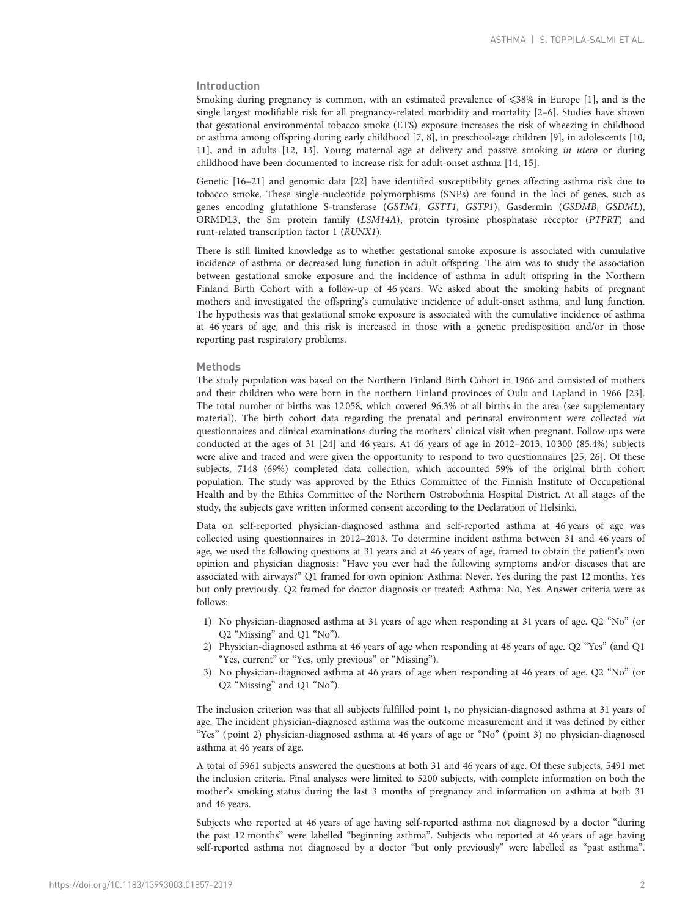## Introduction

Smoking during pregnancy is common, with an estimated prevalence of ⩽38% in Europe [1], and is the single largest modifiable risk for all pregnancy-related morbidity and mortality [2–6]. Studies have shown that gestational environmental tobacco smoke (ETS) exposure increases the risk of wheezing in childhood or asthma among offspring during early childhood [7, 8], in preschool-age children [9], in adolescents [10, 11], and in adults [12, 13]. Young maternal age at delivery and passive smoking *in utero* or during childhood have been documented to increase risk for adult-onset asthma [14, 15].

Genetic [16–21] and genomic data [22] have identified susceptibility genes affecting asthma risk due to tobacco smoke. These single-nucleotide polymorphisms (SNPs) are found in the loci of genes, such as genes encoding glutathione S-transferase (*GSTM1*, *GSTT1*, *GSTP1*), Gasdermin (*GSDMB*, *GSDML*), ORMDL3, the Sm protein family (*LSM14A*), protein tyrosine phosphatase receptor (*PTPRT*) and runt-related transcription factor 1 (*RUNX1*).

There is still limited knowledge as to whether gestational smoke exposure is associated with cumulative incidence of asthma or decreased lung function in adult offspring. The aim was to study the association between gestational smoke exposure and the incidence of asthma in adult offspring in the Northern Finland Birth Cohort with a follow-up of 46 years. We asked about the smoking habits of pregnant mothers and investigated the offspring's cumulative incidence of adult-onset asthma, and lung function. The hypothesis was that gestational smoke exposure is associated with the cumulative incidence of asthma at 46 years of age, and this risk is increased in those with a genetic predisposition and/or in those reporting past respiratory problems.

## Methods

The study population was based on the Northern Finland Birth Cohort in 1966 and consisted of mothers and their children who were born in the northern Finland provinces of Oulu and Lapland in 1966 [23]. The total number of births was 12 058, which covered 96.3% of all births in the area (see supplementary material). The birth cohort data regarding the prenatal and perinatal environment were collected *via* questionnaires and clinical examinations during the mothers' clinical visit when pregnant. Follow-ups were conducted at the ages of 31 [24] and 46 years. At 46 years of age in 2012–2013, 10 300 (85.4%) subjects were alive and traced and were given the opportunity to respond to two questionnaires [25, 26]. Of these subjects, 7148 (69%) completed data collection, which accounted 59% of the original birth cohort population. The study was approved by the Ethics Committee of the Finnish Institute of Occupational Health and by the Ethics Committee of the Northern Ostrobothnia Hospital District. At all stages of the study, the subjects gave written informed consent according to the Declaration of Helsinki.

Data on self-reported physician-diagnosed asthma and self-reported asthma at 46 years of age was collected using questionnaires in 2012–2013. To determine incident asthma between 31 and 46 years of age, we used the following questions at 31 years and at 46 years of age, framed to obtain the patient's own opinion and physician diagnosis: "Have you ever had the following symptoms and/or diseases that are associated with airways?" Q1 framed for own opinion: Asthma: Never, Yes during the past 12 months, Yes but only previously. Q2 framed for doctor diagnosis or treated: Asthma: No, Yes. Answer criteria were as follows:

1) No physician-diagnosed asthma at 31 years of age when responding at 31 years of age. Q2 "No" (or Q2 "Missing" and Q1 "No").
2) Physician-diagnosed asthma at 46 years of age when responding at 46 years of age. Q2 "Yes" (and Q1 "Yes, current" or "Yes, only previous" or "Missing").
3) No physician-diagnosed asthma at 46 years of age when responding at 46 years of age. Q2 "No" (or Q2 "Missing" and Q1 "No").

The inclusion criterion was that all subjects fulfilled point 1, no physician-diagnosed asthma at 31 years of age. The incident physician-diagnosed asthma was the outcome measurement and it was defined by either "Yes" (point 2) physician-diagnosed asthma at 46 years of age or "No" (point 3) no physician-diagnosed asthma at 46 years of age.

A total of 5961 subjects answered the questions at both 31 and 46 years of age. Of these subjects, 5491 met the inclusion criteria. Final analyses were limited to 5200 subjects, with complete information on both the mother's smoking status during the last 3 months of pregnancy and information on asthma at both 31 and 46 years.

Subjects who reported at 46 years of age having self-reported asthma not diagnosed by a doctor "during the past 12 months" were labelled "beginning asthma". Subjects who reported at 46 years of age having self-reported asthma not diagnosed by a doctor "but only previously" were labelled as "past asthma".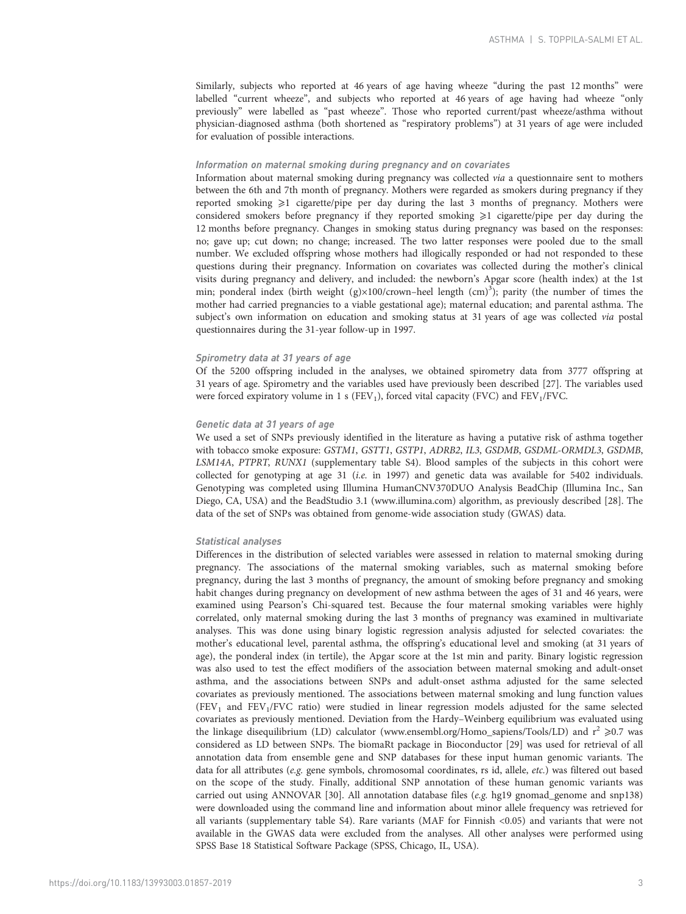Similarly, subjects who reported at 46 years of age having wheeze "during the past 12 months" were labelled "current wheeze", and subjects who reported at 46 years of age having had wheeze "only previously" were labelled as "past wheeze". Those who reported current/past wheeze/asthma without physician-diagnosed asthma (both shortened as "respiratory problems") at 31 years of age were included for evaluation of possible interactions.

#### *Information on maternal smoking during pregnancy and on covariates*

Information about maternal smoking during pregnancy was collected *via* a questionnaire sent to mothers between the 6th and 7th month of pregnancy. Mothers were regarded as smokers during pregnancy if they reported smoking ⩾1 cigarette/pipe per day during the last 3 months of pregnancy. Mothers were considered smokers before pregnancy if they reported smoking ⩾1 cigarette/pipe per day during the 12 months before pregnancy. Changes in smoking status during pregnancy was based on the responses: no; gave up; cut down; no change; increased. The two latter responses were pooled due to the small number. We excluded offspring whose mothers had illogically responded or had not responded to these questions during their pregnancy. Information on covariates was collected during the mother's clinical visits during pregnancy and delivery, and included: the newborn's Apgar score (health index) at the 1st min; ponderal index (birth weight (g)×100/crown–heel length $(\mathrm{cm})^3$); parity (the number of times the mother had carried pregnancies to a viable gestational age); maternal education; and parental asthma. The subject's own information on education and smoking status at 31 years of age was collected *via* postal questionnaires during the 31-year follow-up in 1997.

#### *Spirometry data at 31 years of age*

Of the 5200 offspring included in the analyses, we obtained spirometry data from 3777 offspring at 31 years of age. Spirometry and the variables used have previously been described [27]. The variables used were forced expiratory volume in 1 s ($\mathrm{FEV_1}$), forced vital capacity (FVC) and $\mathrm{FEV_1}$/FVC.

#### *Genetic data at 31 years of age*

We used a set of SNPs previously identified in the literature as having a putative risk of asthma together with tobacco smoke exposure: *GSTM1*, *GSTT1*, *GSTP1*, *ADRB2*, *IL3*, *GSDMB*, *GSDML-ORMDL3*, *GSDMB*, *LSM14A*, *PTPRT*, *RUNX1* (supplementary table S4). Blood samples of the subjects in this cohort were collected for genotyping at age 31 (*i.e.* in 1997) and genetic data was available for 5402 individuals. Genotyping was completed using Illumina HumanCNV370DUO Analysis BeadChip (Illumina Inc., San Diego, CA, USA) and the BeadStudio 3.1 (www.illumina.com) algorithm, as previously described [28]. The data of the set of SNPs was obtained from genome-wide association study (GWAS) data.

#### *Statistical analyses*

Differences in the distribution of selected variables were assessed in relation to maternal smoking during pregnancy. The associations of the maternal smoking variables, such as maternal smoking before pregnancy, during the last 3 months of pregnancy, the amount of smoking before pregnancy and smoking habit changes during pregnancy on development of new asthma between the ages of 31 and 46 years, were examined using Pearson's Chi-squared test. Because the four maternal smoking variables were highly correlated, only maternal smoking during the last 3 months of pregnancy was examined in multivariate analyses. This was done using binary logistic regression analysis adjusted for selected covariates: the mother's educational level, parental asthma, the offspring's educational level and smoking (at 31 years of age), the ponderal index (in tertile), the Apgar score at the 1st min and parity. Binary logistic regression was also used to test the effect modifiers of the association between maternal smoking and adult-onset asthma, and the associations between SNPs and adult-onset asthma adjusted for the same selected covariates as previously mentioned. The associations between maternal smoking and lung function values ($\mathrm{FEV_1}$ and $\mathrm{FEV_1}$/FVC ratio) were studied in linear regression models adjusted for the same selected covariates as previously mentioned. Deviation from the Hardy–Weinberg equilibrium was evaluated using the linkage disequilibrium (LD) calculator (www.ensembl.org/Homo_sapiens/Tools/LD) and $r^2 \geqslant 0.7$ was considered as LD between SNPs. The biomaRt package in Bioconductor [29] was used for retrieval of all annotation data from ensemble gene and SNP databases for these input human genomic variants. The data for all attributes (*e.g.* gene symbols, chromosomal coordinates, rs id, allele, *etc.*) was filtered out based on the scope of the study. Finally, additional SNP annotation of these human genomic variants was carried out using ANNOVAR [30]. All annotation database files (*e.g.* hg19 gnomad_genome and snp138) were downloaded using the command line and information about minor allele frequency was retrieved for all variants (supplementary table S4). Rare variants (MAF for Finnish <0.05) and variants that were not available in the GWAS data were excluded from the analyses. All other analyses were performed using SPSS Base 18 Statistical Software Package (SPSS, Chicago, IL, USA).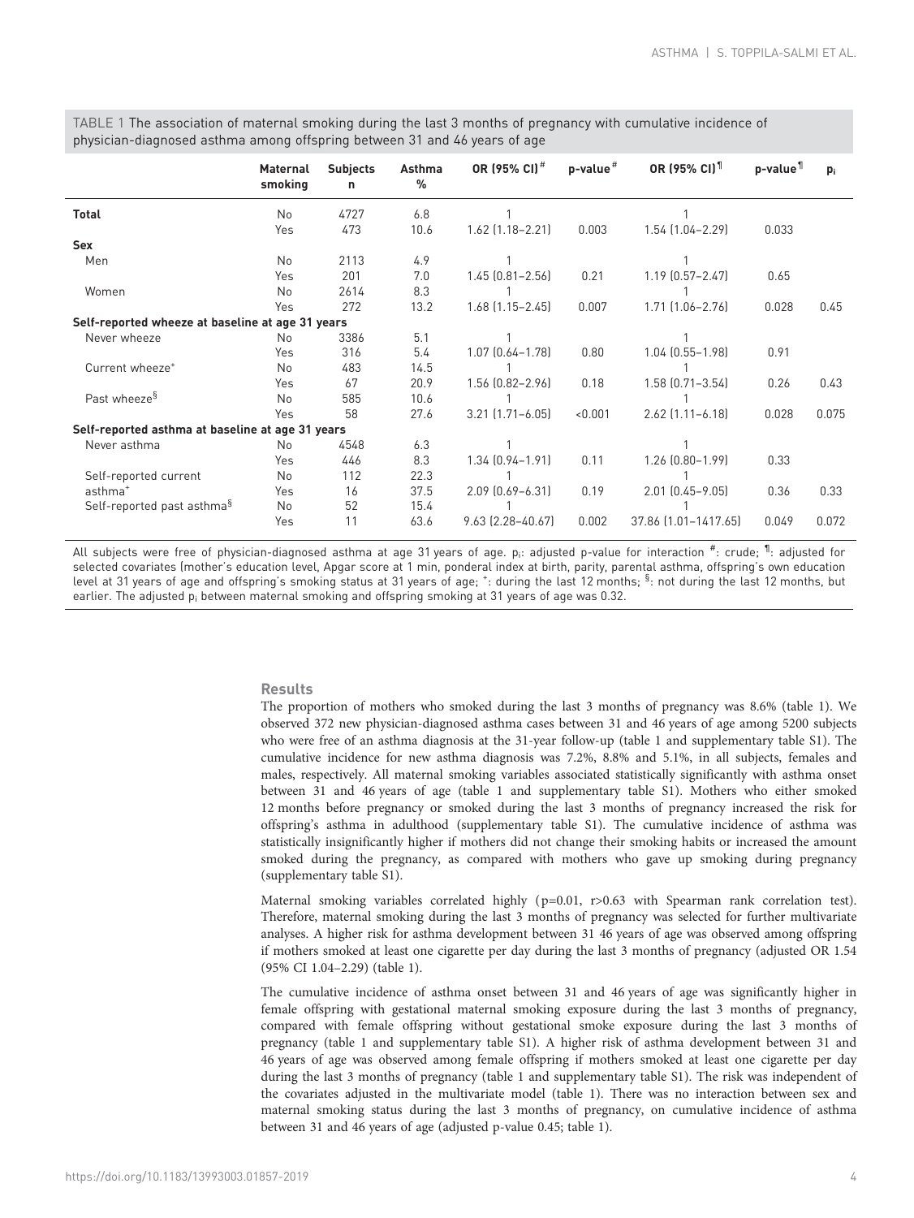TABLE 1 The association of maternal smoking during the last 3 months of pregnancy with cumulative incidence of physician-diagnosed asthma among offspring between 31 and 46 years of age

| | Maternal smoking | Subjects n | Asthma % | OR (95% CI)[#] | p-value[#] | OR (95% CI)[¶] | p-value[¶] | $p_i$ |
|---|---|---|---|---|---|---|---|---|
| **Total** | No | 4727 | 6.8 | 1 | | 1 | | |
| | Yes | 473 | 10.6 | 1.62 (1.18–2.21) | 0.003 | 1.54 (1.04–2.29) | 0.033 | |
| **Sex** | | | | | | | | |
| Men | No | 2113 | 4.9 | 1 | | 1 | | |
| | Yes | 201 | 7.0 | 1.45 (0.81–2.56) | 0.21 | 1.19 (0.57–2.47) | 0.65 | |
| Women | No | 2614 | 8.3 | 1 | | 1 | | |
| | Yes | 272 | 13.2 | 1.68 (1.15–2.45) | 0.007 | 1.71 (1.06–2.76) | 0.028 | 0.45 |
| **Self-reported wheeze at baseline at age 31 years** | | | | | | | | |
| Never wheeze | No | 3386 | 5.1 | 1 | | 1 | | |
| | Yes | 316 | 5.4 | 1.07 (0.64–1.78) | 0.80 | 1.04 (0.55–1.98) | 0.91 | |
| Current wheeze[+] | No | 483 | 14.5 | 1 | | 1 | | |
| | Yes | 67 | 20.9 | 1.56 (0.82–2.96) | 0.18 | 1.58 (0.71–3.54) | 0.26 | 0.43 |
| Past wheeze[§] | No | 585 | 10.6 | 1 | | 1 | | |
| | Yes | 58 | 27.6 | 3.21 (1.71–6.05) | <0.001 | 2.62 (1.11–6.18) | 0.028 | 0.075 |
| **Self-reported asthma at baseline at age 31 years** | | | | | | | | |
| Never asthma | No | 4548 | 6.3 | 1 | | 1 | | |
| | Yes | 446 | 8.3 | 1.34 (0.94–1.91) | 0.11 | 1.26 (0.80–1.99) | 0.33 | |
| Self-reported current asthma[+] | No | 112 | 22.3 | 1 | | 1 | | |
| | Yes | 16 | 37.5 | 2.09 (0.69–6.31) | 0.19 | 2.01 (0.45–9.05) | 0.36 | 0.33 |
| Self-reported past asthma[§] | No | 52 | 15.4 | 1 | | 1 | | |
| | Yes | 11 | 63.6 | 9.63 (2.28–40.67) | 0.002 | 37.86 (1.01–1417.65) | 0.049 | 0.072 |

All subjects were free of physician-diagnosed asthma at age 31 years of age. $p_i$: adjusted p-value for interaction [#]: crude; [¶]: adjusted for selected covariates (mother's education level, Apgar score at 1 min, ponderal index at birth, parity, parental asthma, offspring's own education level at 31 years of age and offspring's smoking status at 31 years of age; [+]: during the last 12 months; [§]: not during the last 12 months, but earlier. The adjusted $p_i$ between maternal smoking and offspring smoking at 31 years of age was 0.32.

## Results

The proportion of mothers who smoked during the last 3 months of pregnancy was 8.6% (table 1). We observed 372 new physician-diagnosed asthma cases between 31 and 46 years of age among 5200 subjects who were free of an asthma diagnosis at the 31-year follow-up (table 1 and supplementary table S1). The cumulative incidence for new asthma diagnosis was 7.2%, 8.8% and 5.1%, in all subjects, females and males, respectively. All maternal smoking variables associated statistically significantly with asthma onset between 31 and 46 years of age (table 1 and supplementary table S1). Mothers who either smoked 12 months before pregnancy or smoked during the last 3 months of pregnancy increased the risk for offspring's asthma in adulthood (supplementary table S1). The cumulative incidence of asthma was statistically insignificantly higher if mothers did not change their smoking habits or increased the amount smoked during the pregnancy, as compared with mothers who gave up smoking during pregnancy (supplementary table S1).

Maternal smoking variables correlated highly (p=0.01, r>0.63 with Spearman rank correlation test). Therefore, maternal smoking during the last 3 months of pregnancy was selected for further multivariate analyses. A higher risk for asthma development between 31 46 years of age was observed among offspring if mothers smoked at least one cigarette per day during the last 3 months of pregnancy (adjusted OR 1.54 (95% CI 1.04–2.29) (table 1).

The cumulative incidence of asthma onset between 31 and 46 years of age was significantly higher in female offspring with gestational maternal smoking exposure during the last 3 months of pregnancy, compared with female offspring without gestational smoke exposure during the last 3 months of pregnancy (table 1 and supplementary table S1). A higher risk of asthma development between 31 and 46 years of age was observed among female offspring if mothers smoked at least one cigarette per day during the last 3 months of pregnancy (table 1 and supplementary table S1). The risk was independent of the covariates adjusted in the multivariate model (table 1). There was no interaction between sex and maternal smoking status during the last 3 months of pregnancy, on cumulative incidence of asthma between 31 and 46 years of age (adjusted p-value 0.45; table 1).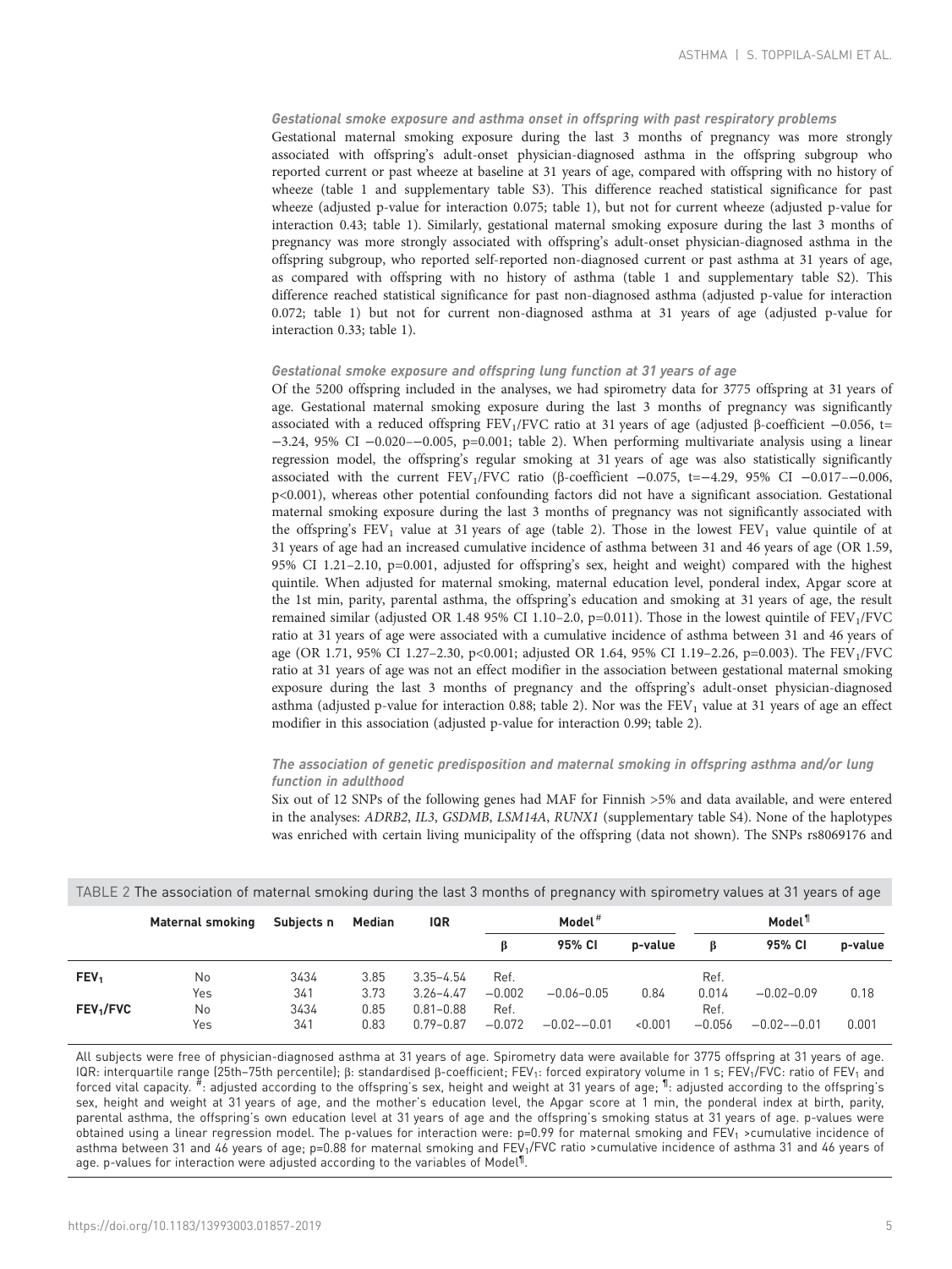### Gestational smoke exposure and asthma onset in offspring with past respiratory problems

Gestational maternal smoking exposure during the last 3 months of pregnancy was more strongly associated with offspring's adult-onset physician-diagnosed asthma in the offspring subgroup who reported current or past wheeze at baseline at 31 years of age, compared with offspring with no history of wheeze (table 1 and supplementary table S3). This difference reached statistical significance for past wheeze (adjusted p-value for interaction 0.075; table 1), but not for current wheeze (adjusted p-value for interaction 0.43; table 1). Similarly, gestational maternal smoking exposure during the last 3 months of pregnancy was more strongly associated with offspring's adult-onset physician-diagnosed asthma in the offspring subgroup, who reported self-reported non-diagnosed current or past asthma at 31 years of age, as compared with offspring with no history of asthma (table 1 and supplementary table S2). This difference reached statistical significance for past non-diagnosed asthma (adjusted p-value for interaction 0.072; table 1) but not for current non-diagnosed asthma at 31 years of age (adjusted p-value for interaction 0.33; table 1).

### Gestational smoke exposure and offspring lung function at 31 years of age

Of the 5200 offspring included in the analyses, we had spirometry data for 3775 offspring at 31 years of age. Gestational maternal smoking exposure during the last 3 months of pregnancy was significantly associated with a reduced offspring $FEV_1$/FVC ratio at 31 years of age (adjusted β-coefficient −0.056, t=−3.24, 95% CI −0.020–−0.005, p=0.001; table 2). When performing multivariate analysis using a linear regression model, the offspring's regular smoking at 31 years of age was also statistically significantly associated with the current $FEV_1$/FVC ratio (β-coefficient −0.075, t=−4.29, 95% CI −0.017–−0.006, p<0.001), whereas other potential confounding factors did not have a significant association. Gestational maternal smoking exposure during the last 3 months of pregnancy was not significantly associated with the offspring's $FEV_1$ value at 31 years of age (table 2). Those in the lowest $FEV_1$ value quintile of at 31 years of age had an increased cumulative incidence of asthma between 31 and 46 years of age (OR 1.59, 95% CI 1.21–2.10, p=0.001, adjusted for offspring's sex, height and weight) compared with the highest quintile. When adjusted for maternal smoking, maternal education level, ponderal index, Apgar score at the 1st min, parity, parental asthma, the offspring's education and smoking at 31 years of age, the result remained similar (adjusted OR 1.48 95% CI 1.10–2.0, p=0.011). Those in the lowest quintile of $FEV_1$/FVC ratio at 31 years of age were associated with a cumulative incidence of asthma between 31 and 46 years of age (OR 1.71, 95% CI 1.27–2.30, p<0.001; adjusted OR 1.64, 95% CI 1.19–2.26, p=0.003). The $FEV_1$/FVC ratio at 31 years of age was not an effect modifier in the association between gestational maternal smoking exposure during the last 3 months of pregnancy and the offspring's adult-onset physician-diagnosed asthma (adjusted p-value for interaction 0.88; table 2). Nor was the $FEV_1$ value at 31 years of age an effect modifier in this association (adjusted p-value for interaction 0.99; table 2).

### The association of genetic predisposition and maternal smoking in offspring asthma and/or lung function in adulthood

Six out of 12 SNPs of the following genes had MAF for Finnish >5% and data available, and were entered in the analyses: *ADRB2*, *IL3*, *GSDMB*, *LSM14A*, *RUNX1* (supplementary table S4). None of the haplotypes was enriched with certain living municipality of the offspring (data not shown). The SNPs rs8069176 and

TABLE 2 The association of maternal smoking during the last 3 months of pregnancy with spirometry values at 31 years of age

| | Maternal smoking | Subjects n | Median | IQR | Model[#] | | | Model[¶] | | |
|---|---|---|---|---|---|---|---|---|---|---|
| | | | | | β | 95% CI | p-value | β | 95% CI | p-value |
| $FEV_1$ | No | 3434 | 3.85 | 3.35–4.54 | Ref. | | | Ref. | | |
| | Yes | 341 | 3.73 | 3.26–4.47 | −0.002 | −0.06–0.05 | 0.84 | 0.014 | −0.02–0.09 | 0.18 |
| $FEV_1$/FVC | No | 3434 | 0.85 | 0.81–0.88 | Ref. | | | Ref. | | |
| | Yes | 341 | 0.83 | 0.79–0.87 | −0.072 | −0.02–−0.01 | <0.001 | −0.056 | −0.02–−0.01 | 0.001 |

All subjects were free of physician-diagnosed asthma at 31 years of age. Spirometry data were available for 3775 offspring at 31 years of age. IQR: interquartile range (25th–75th percentile); β: standardised β-coefficient; $FEV_1$: forced expiratory volume in 1 s; $FEV_1$/FVC: ratio of $FEV_1$ and forced vital capacity. [#]: adjusted according to the offspring's sex, height and weight at 31 years of age; [¶]: adjusted according to the offspring's sex, height and weight at 31 years of age, and the mother's education level, the Apgar score at 1 min, the ponderal index at birth, parity, parental asthma, the offspring's own education level at 31 years of age and the offspring's smoking status at 31 years of age. p-values were obtained using a linear regression model. The p-values for interaction were: p=0.99 for maternal smoking and $FEV_1$ >cumulative incidence of asthma between 31 and 46 years of age; p=0.88 for maternal smoking and $FEV_1$/FVC ratio >cumulative incidence of asthma 31 and 46 years of age. p-values for interaction were adjusted according to the variables of Model[¶].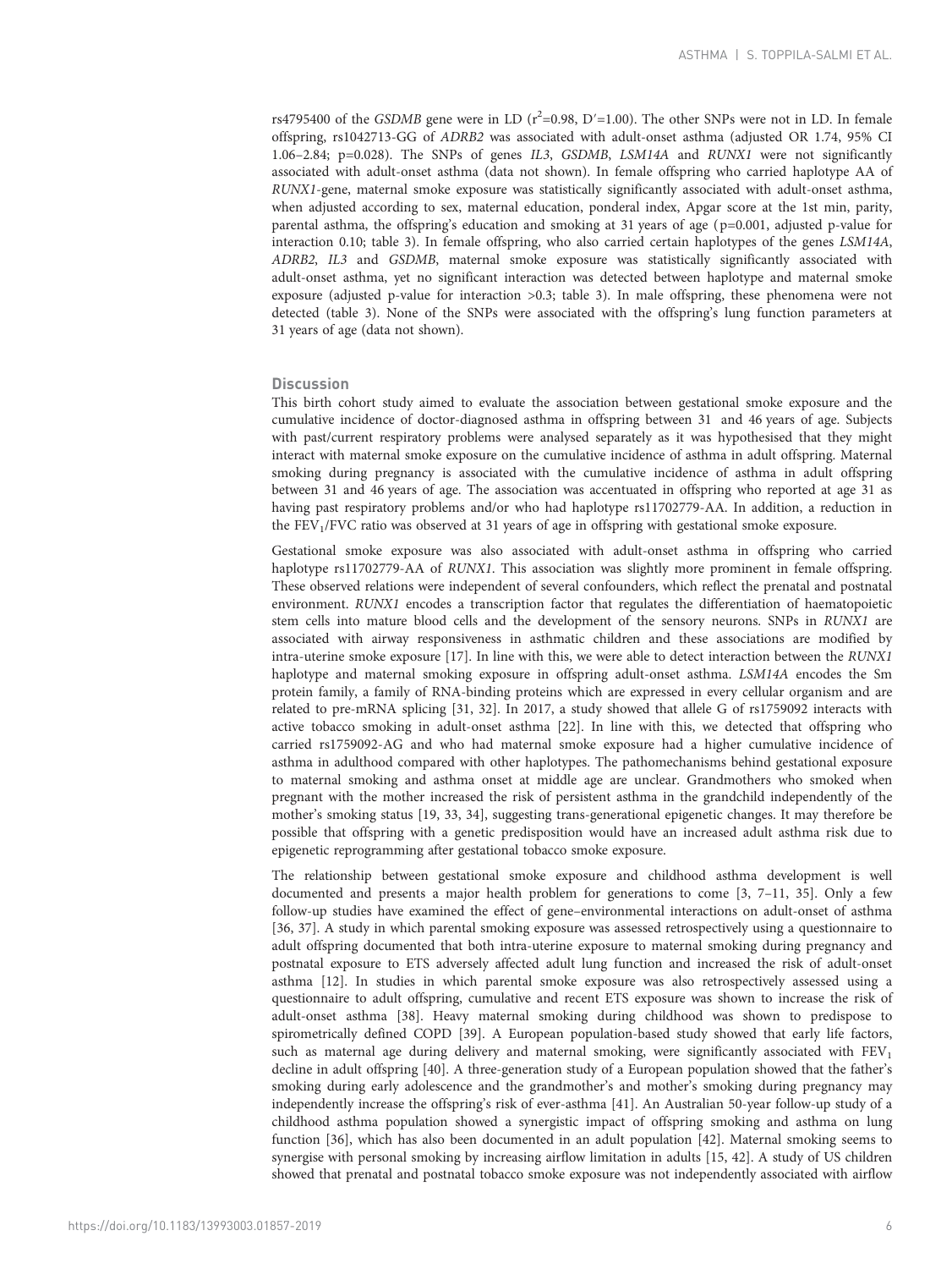rs4795400 of the *GSDMB* gene were in LD ($r^2$=0.98, D′=1.00). The other SNPs were not in LD. In female offspring, rs1042713-GG of *ADRB2* was associated with adult-onset asthma (adjusted OR 1.74, 95% CI 1.06–2.84; p=0.028). The SNPs of genes *IL3*, *GSDMB*, *LSM14A* and *RUNX1* were not significantly associated with adult-onset asthma (data not shown). In female offspring who carried haplotype AA of *RUNX1*-gene, maternal smoke exposure was statistically significantly associated with adult-onset asthma, when adjusted according to sex, maternal education, ponderal index, Apgar score at the 1st min, parity, parental asthma, the offspring's education and smoking at 31 years of age (p=0.001, adjusted p-value for interaction 0.10; table 3). In female offspring, who also carried certain haplotypes of the genes *LSM14A*, *ADRB2*, *IL3* and *GSDMB*, maternal smoke exposure was statistically significantly associated with adult-onset asthma, yet no significant interaction was detected between haplotype and maternal smoke exposure (adjusted p-value for interaction >0.3; table 3). In male offspring, these phenomena were not detected (table 3). None of the SNPs were associated with the offspring's lung function parameters at 31 years of age (data not shown).

## Discussion

This birth cohort study aimed to evaluate the association between gestational smoke exposure and the cumulative incidence of doctor-diagnosed asthma in offspring between 31 and 46 years of age. Subjects with past/current respiratory problems were analysed separately as it was hypothesised that they might interact with maternal smoke exposure on the cumulative incidence of asthma in adult offspring. Maternal smoking during pregnancy is associated with the cumulative incidence of asthma in adult offspring between 31 and 46 years of age. The association was accentuated in offspring who reported at age 31 as having past respiratory problems and/or who had haplotype rs11702779-AA. In addition, a reduction in the $FEV_1$/FVC ratio was observed at 31 years of age in offspring with gestational smoke exposure.

Gestational smoke exposure was also associated with adult-onset asthma in offspring who carried haplotype rs11702779-AA of *RUNX1*. This association was slightly more prominent in female offspring. These observed relations were independent of several confounders, which reflect the prenatal and postnatal environment. *RUNX1* encodes a transcription factor that regulates the differentiation of haematopoietic stem cells into mature blood cells and the development of the sensory neurons. SNPs in *RUNX1* are associated with airway responsiveness in asthmatic children and these associations are modified by intra-uterine smoke exposure [17]. In line with this, we were able to detect interaction between the *RUNX1* haplotype and maternal smoking exposure in offspring adult-onset asthma. *LSM14A* encodes the Sm protein family, a family of RNA-binding proteins which are expressed in every cellular organism and are related to pre-mRNA splicing [31, 32]. In 2017, a study showed that allele G of rs1759092 interacts with active tobacco smoking in adult-onset asthma [22]. In line with this, we detected that offspring who carried rs1759092-AG and who had maternal smoke exposure had a higher cumulative incidence of asthma in adulthood compared with other haplotypes. The pathomechanisms behind gestational exposure to maternal smoking and asthma onset at middle age are unclear. Grandmothers who smoked when pregnant with the mother increased the risk of persistent asthma in the grandchild independently of the mother's smoking status [19, 33, 34], suggesting trans-generational epigenetic changes. It may therefore be possible that offspring with a genetic predisposition would have an increased adult asthma risk due to epigenetic reprogramming after gestational tobacco smoke exposure.

The relationship between gestational smoke exposure and childhood asthma development is well documented and presents a major health problem for generations to come [3, 7–11, 35]. Only a few follow-up studies have examined the effect of gene–environmental interactions on adult-onset of asthma [36, 37]. A study in which parental smoking exposure was assessed retrospectively using a questionnaire to adult offspring documented that both intra-uterine exposure to maternal smoking during pregnancy and postnatal exposure to ETS adversely affected adult lung function and increased the risk of adult-onset asthma [12]. In studies in which parental smoke exposure was also retrospectively assessed using a questionnaire to adult offspring, cumulative and recent ETS exposure was shown to increase the risk of adult-onset asthma [38]. Heavy maternal smoking during childhood was shown to predispose to spirometrically defined COPD [39]. A European population-based study showed that early life factors, such as maternal age during delivery and maternal smoking, were significantly associated with $FEV_1$ decline in adult offspring [40]. A three-generation study of a European population showed that the father's smoking during early adolescence and the grandmother's and mother's smoking during pregnancy may independently increase the offspring's risk of ever-asthma [41]. An Australian 50-year follow-up study of a childhood asthma population showed a synergistic impact of offspring smoking and asthma on lung function [36], which has also been documented in an adult population [42]. Maternal smoking seems to synergise with personal smoking by increasing airflow limitation in adults [15, 42]. A study of US children showed that prenatal and postnatal tobacco smoke exposure was not independently associated with airflow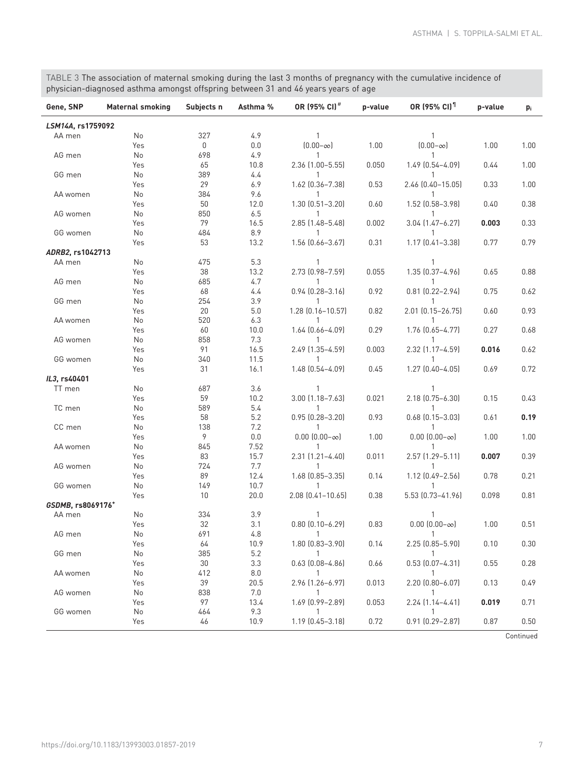TABLE 3 The association of maternal smoking during the last 3 months of pregnancy with the cumulative incidence of physician-diagnosed asthma amongst offspring between 31 and 46 years years of age

| Gene, SNP | Maternal smoking | Subjects n | Asthma % | OR (95% CI)[#] | p-value | OR (95% CI)[¶] | p-value | $p_i$ |
|---|---|---|---|---|---|---|---|---|
| ***LSM14A*, rs1759092** | | | | | | | | |
| AA men | No | 327 | 4.9 | 1 | | 1 | | |
| | Yes | 0 | 0.0 | (0.00–∞) | 1.00 | (0.00–∞) | 1.00 | 1.00 |
| AG men | No | 698 | 4.9 | 1 | | 1 | | |
| | Yes | 65 | 10.8 | 2.36 (1.00–5.55) | 0.050 | 1.49 (0.54–4.09) | 0.44 | 1.00 |
| GG men | No | 389 | 4.4 | 1 | | 1 | | |
| | Yes | 29 | 6.9 | 1.62 (0.36–7.38) | 0.53 | 2.46 (0.40–15.05) | 0.33 | 1.00 |
| AA women | No | 384 | 9.6 | 1 | | 1 | | |
| | Yes | 50 | 12.0 | 1.30 (0.51–3.20) | 0.60 | 1.52 (0.58–3.98) | 0.40 | 0.38 |
| AG women | No | 850 | 6.5 | 1 | | 1 | | |
| | Yes | 79 | 16.5 | 2.85 (1.48–5.48) | 0.002 | 3.04 (1.47–6.27) | **0.003** | 0.33 |
| GG women | No | 484 | 8.9 | 1 | | 1 | | |
| | Yes | 53 | 13.2 | 1.56 (0.66–3.67) | 0.31 | 1.17 (0.41–3.38) | 0.77 | 0.79 |
| ***ADRB2*, rs1042713** | | | | | | | | |
| AA men | No | 475 | 5.3 | 1 | | 1 | | |
| | Yes | 38 | 13.2 | 2.73 (0.98–7.59) | 0.055 | 1.35 (0.37–4.96) | 0.65 | 0.88 |
| AG men | No | 685 | 4.7 | 1 | | 1 | | |
| | Yes | 68 | 4.4 | 0.94 (0.28–3.16) | 0.92 | 0.81 (0.22–2.94) | 0.75 | 0.62 |
| GG men | No | 254 | 3.9 | 1 | | 1 | | |
| | Yes | 20 | 5.0 | 1.28 (0.16–10.57) | 0.82 | 2.01 (0.15–26.75) | 0.60 | 0.93 |
| AA women | No | 520 | 6.3 | 1 | | 1 | | |
| | Yes | 60 | 10.0 | 1.64 (0.66–4.09) | 0.29 | 1.76 (0.65–4.77) | 0.27 | 0.68 |
| AG women | No | 858 | 7.3 | 1 | | 1 | | |
| | Yes | 91 | 16.5 | 2.49 (1.35–4.59) | 0.003 | 2.32 (1.17–4.59) | **0.016** | 0.62 |
| GG women | No | 340 | 11.5 | 1 | | 1 | | |
| | Yes | 31 | 16.1 | 1.48 (0.54–4.09) | 0.45 | 1.27 (0.40–4.05) | 0.69 | 0.72 |
| ***IL3*, rs40401** | | | | | | | | |
| TT men | No | 687 | 3.6 | 1 | | 1 | | |
| | Yes | 59 | 10.2 | 3.00 (1.18–7.63) | 0.021 | 2.18 (0.75–6.30) | 0.15 | 0.43 |
| TC men | No | 589 | 5.4 | 1 | | 1 | | |
| | Yes | 58 | 5.2 | 0.95 (0.28–3.20) | 0.93 | 0.68 (0.15–3.03) | 0.61 | **0.19** |
| CC men | No | 138 | 7.2 | 1 | | 1 | | |
| | Yes | 9 | 0.0 | 0.00 (0.00–∞) | 1.00 | 0.00 (0.00–∞) | 1.00 | 1.00 |
| AA women | No | 845 | 7.52 | 1 | | 1 | | |
| | Yes | 83 | 15.7 | 2.31 (1.21–4.40) | 0.011 | 2.57 (1.29–5.11) | **0.007** | 0.39 |
| AG women | No | 724 | 7.7 | 1 | | 1 | | |
| | Yes | 89 | 12.4 | 1.68 (0.85–3.35) | 0.14 | 1.12 (0.49–2.56) | 0.78 | 0.21 |
| GG women | No | 149 | 10.7 | 1 | | 1 | | |
| | Yes | 10 | 20.0 | 2.08 (0.41–10.65) | 0.38 | 5.53 (0.73–41.96) | 0.098 | 0.81 |
| ***GSDMB*, rs8069176[+]** | | | | | | | | |
| AA men | No | 334 | 3.9 | 1 | | 1 | | |
| | Yes | 32 | 3.1 | 0.80 (0.10–6.29) | 0.83 | 0.00 (0.00–∞) | 1.00 | 0.51 |
| AG men | No | 691 | 4.8 | 1 | | 1 | | |
| | Yes | 64 | 10.9 | 1.80 (0.83–3.90) | 0.14 | 2.25 (0.85–5.90) | 0.10 | 0.30 |
| GG men | No | 385 | 5.2 | 1 | | 1 | | |
| | Yes | 30 | 3.3 | 0.63 (0.08–4.86) | 0.66 | 0.53 (0.07–4.31) | 0.55 | 0.28 |
| AA women | No | 412 | 8.0 | 1 | | 1 | | |
| | Yes | 39 | 20.5 | 2.96 (1.26–6.97) | 0.013 | 2.20 (0.80–6.07) | 0.13 | 0.49 |
| AG women | No | 838 | 7.0 | 1 | | 1 | | |
| | Yes | 97 | 13.4 | 1.69 (0.99–2.89) | 0.053 | 2.24 (1.14–4.41) | **0.019** | 0.71 |
| GG women | No | 464 | 9.3 | 1 | | 1 | | |
| | Yes | 46 | 10.9 | 1.19 (0.45–3.18) | 0.72 | 0.91 (0.29–2.87) | 0.87 | 0.50 |

Continued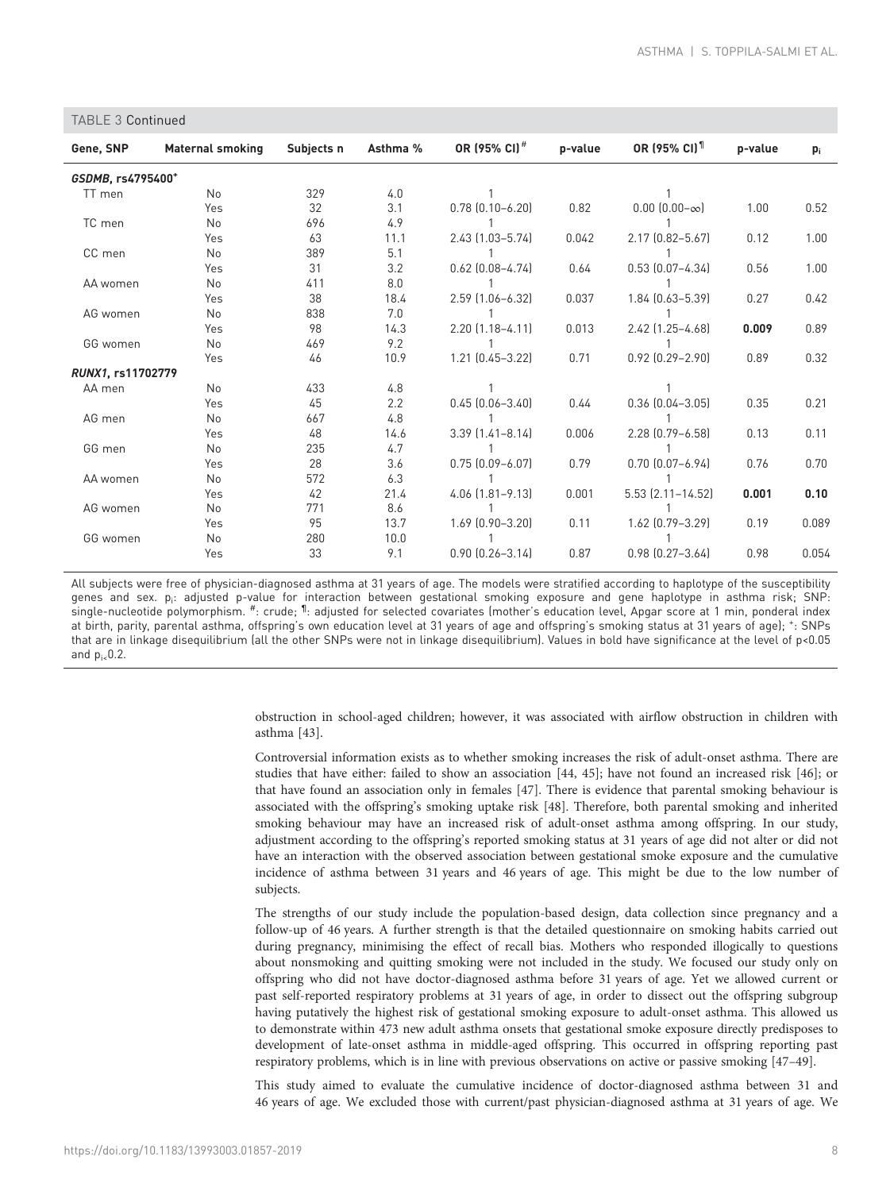TABLE 3 Continued

| Gene, SNP | Maternal smoking | Subjects n | Asthma % | OR (95% CI)# | p-value | OR (95% CI)¶ | p-value | $p_i$ |
|---|---|---|---|---|---|---|---|---|
| ***GSDMB*, rs4795400+** | | | | | | | | |
| TT men | No | 329 | 4.0 | 1 | | 1 | | |
| | Yes | 32 | 3.1 | 0.78 (0.10–6.20) | 0.82 | 0.00 (0.00–∞) | 1.00 | 0.52 |
| TC men | No | 696 | 4.9 | 1 | | 1 | | |
| | Yes | 63 | 11.1 | 2.43 (1.03–5.74) | 0.042 | 2.17 (0.82–5.67) | 0.12 | 1.00 |
| CC men | No | 389 | 5.1 | 1 | | 1 | | |
| | Yes | 31 | 3.2 | 0.62 (0.08–4.74) | 0.64 | 0.53 (0.07–4.34) | 0.56 | 1.00 |
| AA women | No | 411 | 8.0 | 1 | | 1 | | |
| | Yes | 38 | 18.4 | 2.59 (1.06–6.32) | 0.037 | 1.84 (0.63–5.39) | 0.27 | 0.42 |
| AG women | No | 838 | 7.0 | 1 | | 1 | | |
| | Yes | 98 | 14.3 | 2.20 (1.18–4.11) | 0.013 | 2.42 (1.25–4.68) | **0.009** | 0.89 |
| GG women | No | 469 | 9.2 | 1 | | 1 | | |
| | Yes | 46 | 10.9 | 1.21 (0.45–3.22) | 0.71 | 0.92 (0.29–2.90) | 0.89 | 0.32 |
| ***RUNX1*, rs11702779** | | | | | | | | |
| AA men | No | 433 | 4.8 | 1 | | 1 | | |
| | Yes | 45 | 2.2 | 0.45 (0.06–3.40) | 0.44 | 0.36 (0.04–3.05) | 0.35 | 0.21 |
| AG men | No | 667 | 4.8 | 1 | | 1 | | |
| | Yes | 48 | 14.6 | 3.39 (1.41–8.14) | 0.006 | 2.28 (0.79–6.58) | 0.13 | 0.11 |
| GG men | No | 235 | 4.7 | 1 | | 1 | | |
| | Yes | 28 | 3.6 | 0.75 (0.09–6.07) | 0.79 | 0.70 (0.07–6.94) | 0.76 | 0.70 |
| AA women | No | 572 | 6.3 | 1 | | 1 | | |
| | Yes | 42 | 21.4 | 4.06 (1.81–9.13) | 0.001 | 5.53 (2.11–14.52) | **0.001** | **0.10** |
| AG women | No | 771 | 8.6 | 1 | | 1 | | |
| | Yes | 95 | 13.7 | 1.69 (0.90–3.20) | 0.11 | 1.62 (0.79–3.29) | 0.19 | 0.089 |
| GG women | No | 280 | 10.0 | 1 | | 1 | | |
| | Yes | 33 | 9.1 | 0.90 (0.26–3.14) | 0.87 | 0.98 (0.27–3.64) | 0.98 | 0.054 |

All subjects were free of physician-diagnosed asthma at 31 years of age. The models were stratified according to haplotype of the susceptibility genes and sex. $p_i$: adjusted p-value for interaction between gestational smoking exposure and gene haplotype in asthma risk; SNP: single-nucleotide polymorphism. #: crude; ¶: adjusted for selected covariates (mother's education level, Apgar score at 1 min, ponderal index at birth, parity, parental asthma, offspring's own education level at 31 years of age and offspring's smoking status at 31 years of age); +: SNPs that are in linkage disequilibrium (all the other SNPs were not in linkage disequilibrium). Values in bold have significance at the level of $p<0.05$ and $p_i<0.2$.

obstruction in school-aged children; however, it was associated with airflow obstruction in children with asthma [43].

Controversial information exists as to whether smoking increases the risk of adult-onset asthma. There are studies that have either: failed to show an association [44, 45]; have not found an increased risk [46]; or that have found an association only in females [47]. There is evidence that parental smoking behaviour is associated with the offspring's smoking uptake risk [48]. Therefore, both parental smoking and inherited smoking behaviour may have an increased risk of adult-onset asthma among offspring. In our study, adjustment according to the offspring's reported smoking status at 31 years of age did not alter or did not have an interaction with the observed association between gestational smoke exposure and the cumulative incidence of asthma between 31 years and 46 years of age. This might be due to the low number of subjects.

The strengths of our study include the population-based design, data collection since pregnancy and a follow-up of 46 years. A further strength is that the detailed questionnaire on smoking habits carried out during pregnancy, minimising the effect of recall bias. Mothers who responded illogically to questions about nonsmoking and quitting smoking were not included in the study. We focused our study only on offspring who did not have doctor-diagnosed asthma before 31 years of age. Yet we allowed current or past self-reported respiratory problems at 31 years of age, in order to dissect out the offspring subgroup having putatively the highest risk of gestational smoking exposure to adult-onset asthma. This allowed us to demonstrate within 473 new adult asthma onsets that gestational smoke exposure directly predisposes to development of late-onset asthma in middle-aged offspring. This occurred in offspring reporting past respiratory problems, which is in line with previous observations on active or passive smoking [47–49].

This study aimed to evaluate the cumulative incidence of doctor-diagnosed asthma between 31 and 46 years of age. We excluded those with current/past physician-diagnosed asthma at 31 years of age. We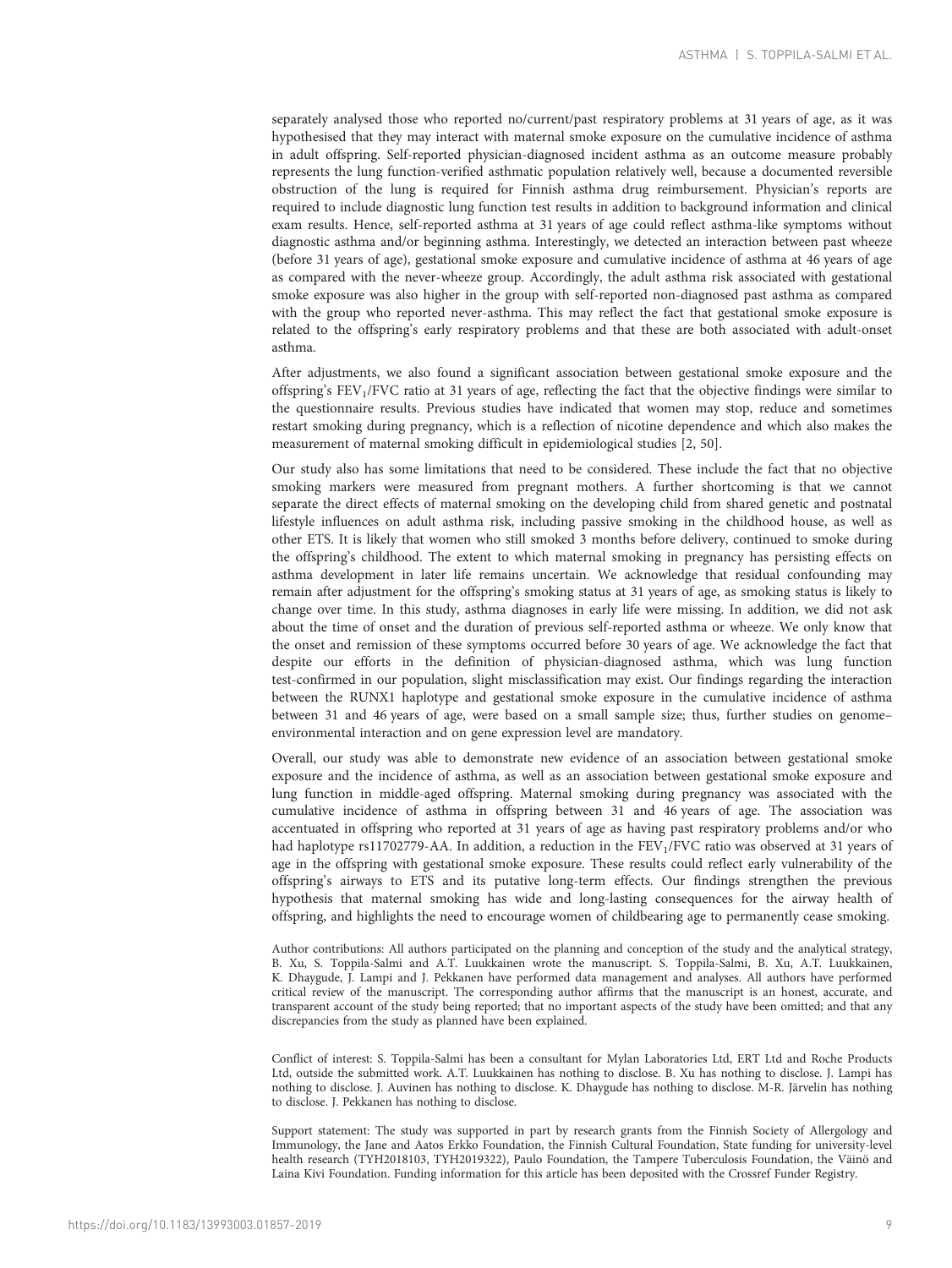separately analysed those who reported no/current/past respiratory problems at 31 years of age, as it was hypothesised that they may interact with maternal smoke exposure on the cumulative incidence of asthma in adult offspring. Self-reported physician-diagnosed incident asthma as an outcome measure probably represents the lung function-verified asthmatic population relatively well, because a documented reversible obstruction of the lung is required for Finnish asthma drug reimbursement. Physician's reports are required to include diagnostic lung function test results in addition to background information and clinical exam results. Hence, self-reported asthma at 31 years of age could reflect asthma-like symptoms without diagnostic asthma and/or beginning asthma. Interestingly, we detected an interaction between past wheeze (before 31 years of age), gestational smoke exposure and cumulative incidence of asthma at 46 years of age as compared with the never-wheeze group. Accordingly, the adult asthma risk associated with gestational smoke exposure was also higher in the group with self-reported non-diagnosed past asthma as compared with the group who reported never-asthma. This may reflect the fact that gestational smoke exposure is related to the offspring's early respiratory problems and that these are both associated with adult-onset asthma.

After adjustments, we also found a significant association between gestational smoke exposure and the offspring's $FEV_1$/FVC ratio at 31 years of age, reflecting the fact that the objective findings were similar to the questionnaire results. Previous studies have indicated that women may stop, reduce and sometimes restart smoking during pregnancy, which is a reflection of nicotine dependence and which also makes the measurement of maternal smoking difficult in epidemiological studies [2, 50].

Our study also has some limitations that need to be considered. These include the fact that no objective smoking markers were measured from pregnant mothers. A further shortcoming is that we cannot separate the direct effects of maternal smoking on the developing child from shared genetic and postnatal lifestyle influences on adult asthma risk, including passive smoking in the childhood house, as well as other ETS. It is likely that women who still smoked 3 months before delivery, continued to smoke during the offspring's childhood. The extent to which maternal smoking in pregnancy has persisting effects on asthma development in later life remains uncertain. We acknowledge that residual confounding may remain after adjustment for the offspring's smoking status at 31 years of age, as smoking status is likely to change over time. In this study, asthma diagnoses in early life were missing. In addition, we did not ask about the time of onset and the duration of previous self-reported asthma or wheeze. We only know that the onset and remission of these symptoms occurred before 30 years of age. We acknowledge the fact that despite our efforts in the definition of physician-diagnosed asthma, which was lung function test-confirmed in our population, slight misclassification may exist. Our findings regarding the interaction between the RUNX1 haplotype and gestational smoke exposure in the cumulative incidence of asthma between 31 and 46 years of age, were based on a small sample size; thus, further studies on genome–environmental interaction and on gene expression level are mandatory.

Overall, our study was able to demonstrate new evidence of an association between gestational smoke exposure and the incidence of asthma, as well as an association between gestational smoke exposure and lung function in middle-aged offspring. Maternal smoking during pregnancy was associated with the cumulative incidence of asthma in offspring between 31 and 46 years of age. The association was accentuated in offspring who reported at 31 years of age as having past respiratory problems and/or who had haplotype rs11702779-AA. In addition, a reduction in the $FEV_1$/FVC ratio was observed at 31 years of age in the offspring with gestational smoke exposure. These results could reflect early vulnerability of the offspring's airways to ETS and its putative long-term effects. Our findings strengthen the previous hypothesis that maternal smoking has wide and long-lasting consequences for the airway health of offspring, and highlights the need to encourage women of childbearing age to permanently cease smoking.

Author contributions: All authors participated on the planning and conception of the study and the analytical strategy, B. Xu, S. Toppila-Salmi and A.T. Luukkainen wrote the manuscript. S. Toppila-Salmi, B. Xu, A.T. Luukkainen, K. Dhaygude, J. Lampi and J. Pekkanen have performed data management and analyses. All authors have performed critical review of the manuscript. The corresponding author affirms that the manuscript is an honest, accurate, and transparent account of the study being reported; that no important aspects of the study have been omitted; and that any discrepancies from the study as planned have been explained.

Conflict of interest: S. Toppila-Salmi has been a consultant for Mylan Laboratories Ltd, ERT Ltd and Roche Products Ltd, outside the submitted work. A.T. Luukkainen has nothing to disclose. B. Xu has nothing to disclose. J. Lampi has nothing to disclose. J. Auvinen has nothing to disclose. K. Dhaygude has nothing to disclose. M-R. Järvelin has nothing to disclose. J. Pekkanen has nothing to disclose.

Support statement: The study was supported in part by research grants from the Finnish Society of Allergology and Immunology, the Jane and Aatos Erkko Foundation, the Finnish Cultural Foundation, State funding for university-level health research (TYH2018103, TYH2019322), Paulo Foundation, the Tampere Tuberculosis Foundation, the Väinö and Laina Kivi Foundation. Funding information for this article has been deposited with the Crossref Funder Registry.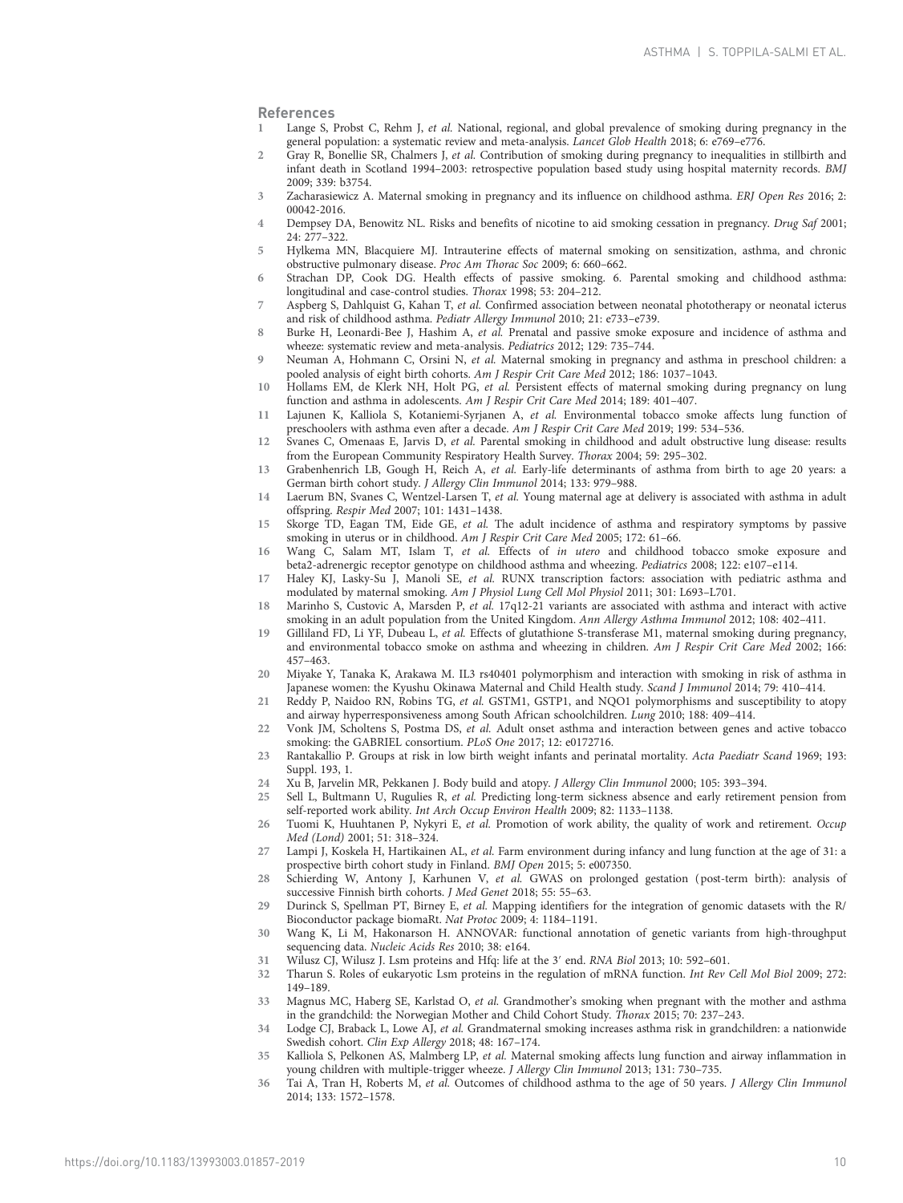## References

1. Lange S, Probst C, Rehm J, *et al.* National, regional, and global prevalence of smoking during pregnancy in the general population: a systematic review and meta-analysis. *Lancet Glob Health* 2018; 6: e769–e776.
2. Gray R, Bonellie SR, Chalmers J, *et al.* Contribution of smoking during pregnancy to inequalities in stillbirth and infant death in Scotland 1994–2003: retrospective population based study using hospital maternity records. *BMJ* 2009; 339: b3754.
3. Zacharasiewicz A. Maternal smoking in pregnancy and its influence on childhood asthma. *ERJ Open Res* 2016; 2: 00042-2016.
4. Dempsey DA, Benowitz NL. Risks and benefits of nicotine to aid smoking cessation in pregnancy. *Drug Saf* 2001; 24: 277–322.
5. Hylkema MN, Blacquiere MJ. Intrauterine effects of maternal smoking on sensitization, asthma, and chronic obstructive pulmonary disease. *Proc Am Thorac Soc* 2009; 6: 660–662.
6. Strachan DP, Cook DG. Health effects of passive smoking. 6. Parental smoking and childhood asthma: longitudinal and case-control studies. *Thorax* 1998; 53: 204–212.
7. Aspberg S, Dahlquist G, Kahan T, *et al.* Confirmed association between neonatal phototherapy or neonatal icterus and risk of childhood asthma. *Pediatr Allergy Immunol* 2010; 21: e733–e739.
8. Burke H, Leonardi-Bee J, Hashim A, *et al.* Prenatal and passive smoke exposure and incidence of asthma and wheeze: systematic review and meta-analysis. *Pediatrics* 2012; 129: 735–744.
9. Neuman A, Hohmann C, Orsini N, *et al.* Maternal smoking in pregnancy and asthma in preschool children: a pooled analysis of eight birth cohorts. *Am J Respir Crit Care Med* 2012; 186: 1037–1043.
10. Hollams EM, de Klerk NH, Holt PG, *et al.* Persistent effects of maternal smoking during pregnancy on lung function and asthma in adolescents. *Am J Respir Crit Care Med* 2014; 189: 401–407.
11. Lajunen K, Kalliola S, Kotaniemi-Syrjanen A, *et al.* Environmental tobacco smoke affects lung function of preschoolers with asthma even after a decade. *Am J Respir Crit Care Med* 2019; 199: 534–536.
12. Svanes C, Omenaas E, Jarvis D, *et al.* Parental smoking in childhood and adult obstructive lung disease: results from the European Community Respiratory Health Survey. *Thorax* 2004; 59: 295–302.
13. Grabenhenrich LB, Gough H, Reich A, *et al.* Early-life determinants of asthma from birth to age 20 years: a German birth cohort study. *J Allergy Clin Immunol* 2014; 133: 979–988.
14. Laerum BN, Svanes C, Wentzel-Larsen T, *et al.* Young maternal age at delivery is associated with asthma in adult offspring. *Respir Med* 2007; 101: 1431–1438.
15. Skorge TD, Eagan TM, Eide GE, *et al.* The adult incidence of asthma and respiratory symptoms by passive smoking in uterus or in childhood. *Am J Respir Crit Care Med* 2005; 172: 61–66.
16. Wang C, Salam MT, Islam T, *et al.* Effects of *in utero* and childhood tobacco smoke exposure and beta2-adrenergic receptor genotype on childhood asthma and wheezing. *Pediatrics* 2008; 122: e107–e114.
17. Haley KJ, Lasky-Su J, Manoli SE, *et al.* RUNX transcription factors: association with pediatric asthma and modulated by maternal smoking. *Am J Physiol Lung Cell Mol Physiol* 2011; 301: L693–L701.
18. Marinho S, Custovic A, Marsden P, *et al.* 17q12-21 variants are associated with asthma and interact with active smoking in an adult population from the United Kingdom. *Ann Allergy Asthma Immunol* 2012; 108: 402–411.
19. Gilliland FD, Li YF, Dubeau L, *et al.* Effects of glutathione S-transferase M1, maternal smoking during pregnancy, and environmental tobacco smoke on asthma and wheezing in children. *Am J Respir Crit Care Med* 2002; 166: 457–463.
20. Miyake Y, Tanaka K, Arakawa M. IL3 rs40401 polymorphism and interaction with smoking in risk of asthma in Japanese women: the Kyushu Okinawa Maternal and Child Health study. *Scand J Immunol* 2014; 79: 410–414.
21. Reddy P, Naidoo RN, Robins TG, *et al.* GSTM1, GSTP1, and NQO1 polymorphisms and susceptibility to atopy and airway hyperresponsiveness among South African schoolchildren. *Lung* 2010; 188: 409–414.
22. Vonk JM, Scholtens S, Postma DS, *et al.* Adult onset asthma and interaction between genes and active tobacco smoking: the GABRIEL consortium. *PLoS One* 2017; 12: e0172716.
23. Rantakallio P. Groups at risk in low birth weight infants and perinatal mortality. *Acta Paediatr Scand* 1969; 193: Suppl. 193, 1.
24. Xu B, Jarvelin MR, Pekkanen J. Body build and atopy. *J Allergy Clin Immunol* 2000; 105: 393–394.
25. Sell L, Bultmann U, Rugulies R, *et al.* Predicting long-term sickness absence and early retirement pension from self-reported work ability. *Int Arch Occup Environ Health* 2009; 82: 1133–1138.
26. Tuomi K, Huuhtanen P, Nykyri E, *et al.* Promotion of work ability, the quality of work and retirement. *Occup Med (Lond)* 2001; 51: 318–324.
27. Lampi J, Koskela H, Hartikainen AL, *et al.* Farm environment during infancy and lung function at the age of 31: a prospective birth cohort study in Finland. *BMJ Open* 2015; 5: e007350.
28. Schierding W, Antony J, Karhunen V, *et al.* GWAS on prolonged gestation (post-term birth): analysis of successive Finnish birth cohorts. *J Med Genet* 2018; 55: 55–63.
29. Durinck S, Spellman PT, Birney E, *et al.* Mapping identifiers for the integration of genomic datasets with the R/Bioconductor package biomaRt. *Nat Protoc* 2009; 4: 1184–1191.
30. Wang K, Li M, Hakonarson H. ANNOVAR: functional annotation of genetic variants from high-throughput sequencing data. *Nucleic Acids Res* 2010; 38: e164.
31. Wilusz CJ, Wilusz J. Lsm proteins and Hfq: life at the 3′ end. *RNA Biol* 2013; 10: 592–601.
32. Tharun S. Roles of eukaryotic Lsm proteins in the regulation of mRNA function. *Int Rev Cell Mol Biol* 2009; 272: 149–189.
33. Magnus MC, Haberg SE, Karlstad O, *et al.* Grandmother's smoking when pregnant with the mother and asthma in the grandchild: the Norwegian Mother and Child Cohort Study. *Thorax* 2015; 70: 237–243.
34. Lodge CJ, Braback L, Lowe AJ, *et al.* Grandmaternal smoking increases asthma risk in grandchildren: a nationwide Swedish cohort. *Clin Exp Allergy* 2018; 48: 167–174.
35. Kalliola S, Pelkonen AS, Malmberg LP, *et al.* Maternal smoking affects lung function and airway inflammation in young children with multiple-trigger wheeze. *J Allergy Clin Immunol* 2013; 131: 730–735.
36. Tai A, Tran H, Roberts M, *et al.* Outcomes of childhood asthma to the age of 50 years. *J Allergy Clin Immunol* 2014; 133: 1572–1578.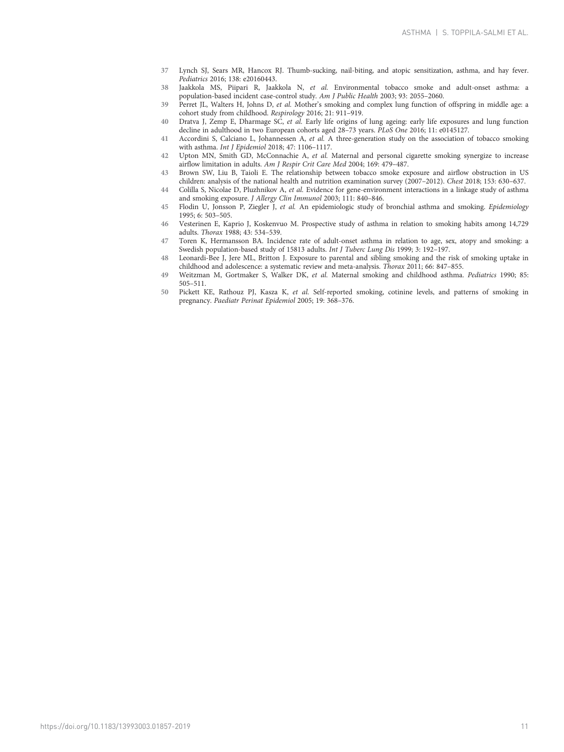37 Lynch SJ, Sears MR, Hancox RJ. Thumb-sucking, nail-biting, and atopic sensitization, asthma, and hay fever. *Pediatrics* 2016; 138: e20160443.

38 Jaakkola MS, Piipari R, Jaakkola N, *et al.* Environmental tobacco smoke and adult-onset asthma: a population-based incident case-control study. *Am J Public Health* 2003; 93: 2055–2060.

39 Perret JL, Walters H, Johns D, *et al.* Mother's smoking and complex lung function of offspring in middle age: a cohort study from childhood. *Respirology* 2016; 21: 911–919.

40 Dratva J, Zemp E, Dharmage SC, *et al.* Early life origins of lung ageing: early life exposures and lung function decline in adulthood in two European cohorts aged 28–73 years. *PLoS One* 2016; 11: e0145127.

41 Accordini S, Calciano L, Johannessen A, *et al.* A three-generation study on the association of tobacco smoking with asthma. *Int J Epidemiol* 2018; 47: 1106–1117.

42 Upton MN, Smith GD, McConnachie A, *et al.* Maternal and personal cigarette smoking synergize to increase airflow limitation in adults. *Am J Respir Crit Care Med* 2004; 169: 479–487.

43 Brown SW, Liu B, Taioli E. The relationship between tobacco smoke exposure and airflow obstruction in US children: analysis of the national health and nutrition examination survey (2007–2012). *Chest* 2018; 153: 630–637.

44 Colilla S, Nicolae D, Pluzhnikov A, *et al.* Evidence for gene-environment interactions in a linkage study of asthma and smoking exposure. *J Allergy Clin Immunol* 2003; 111: 840–846.

45 Flodin U, Jonsson P, Ziegler J, *et al.* An epidemiologic study of bronchial asthma and smoking. *Epidemiology* 1995; 6: 503–505.

46 Vesterinen E, Kaprio J, Koskenvuo M. Prospective study of asthma in relation to smoking habits among 14,729 adults. *Thorax* 1988; 43: 534–539.

47 Toren K, Hermansson BA. Incidence rate of adult-onset asthma in relation to age, sex, atopy and smoking: a Swedish population-based study of 15813 adults. *Int J Tuberc Lung Dis* 1999; 3: 192–197.

48 Leonardi-Bee J, Jere ML, Britton J. Exposure to parental and sibling smoking and the risk of smoking uptake in childhood and adolescence: a systematic review and meta-analysis. *Thorax* 2011; 66: 847–855.

49 Weitzman M, Gortmaker S, Walker DK, *et al.* Maternal smoking and childhood asthma. *Pediatrics* 1990; 85: 505–511.

50 Pickett KE, Rathouz PJ, Kasza K, *et al.* Self-reported smoking, cotinine levels, and patterns of smoking in pregnancy. *Paediatr Perinat Epidemiol* 2005; 19: 368–376.